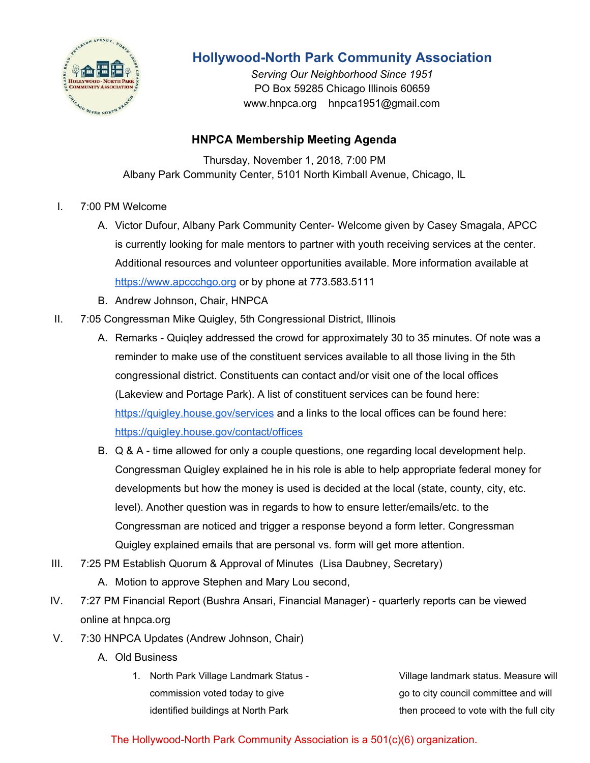# Hollywood-North Park Community Association

*Serving Our Neighborhood Since 1951*
PO Box 59285 Chicago Illinois 60659
www.hnpca.org hnpca1951@gmail.com

## HNPCA Membership Meeting Agenda

Thursday, November 1, 2018, 7:00 PM
Albany Park Community Center, 5101 North Kimball Avenue, Chicago, IL

I. 7:00 PM Welcome
   A. Victor Dufour, Albany Park Community Center- Welcome given by Casey Smagala, APCC is currently looking for male mentors to partner with youth receiving services at the center. Additional resources and volunteer opportunities available. More information available at https://www.apccchgo.org or by phone at 773.583.5111
   B. Andrew Johnson, Chair, HNPCA

II. 7:05 Congressman Mike Quigley, 5th Congressional District, Illinois
   A. Remarks - Quiqley addressed the crowd for approximately 30 to 35 minutes. Of note was a reminder to make use of the constituent services available to all those living in the 5th congressional district. Constituents can contact and/or visit one of the local offices (Lakeview and Portage Park). A list of constituent services can be found here: https://quigley.house.gov/services and a links to the local offices can be found here: https://quigley.house.gov/contact/offices
   B. Q & A - time allowed for only a couple questions, one regarding local development help. Congressman Quigley explained he in his role is able to help appropriate federal money for developments but how the money is used is decided at the local (state, county, city, etc. level). Another question was in regards to how to ensure letter/emails/etc. to the Congressman are noticed and trigger a response beyond a form letter. Congressman Quigley explained emails that are personal vs. form will get more attention.

III. 7:25 PM Establish Quorum & Approval of Minutes (Lisa Daubney, Secretary)
   A. Motion to approve Stephen and Mary Lou second,

IV. 7:27 PM Financial Report (Bushra Ansari, Financial Manager) - quarterly reports can be viewed online at hnpca.org

V. 7:30 HNPCA Updates (Andrew Johnson, Chair)
   A. Old Business
      1. North Park Village Landmark Status - commission voted today to give identified buildings at North Park Village landmark status. Measure will go to city council committee and will then proceed to vote with the full city

The Hollywood-North Park Community Association is a 501(c)(6) organization.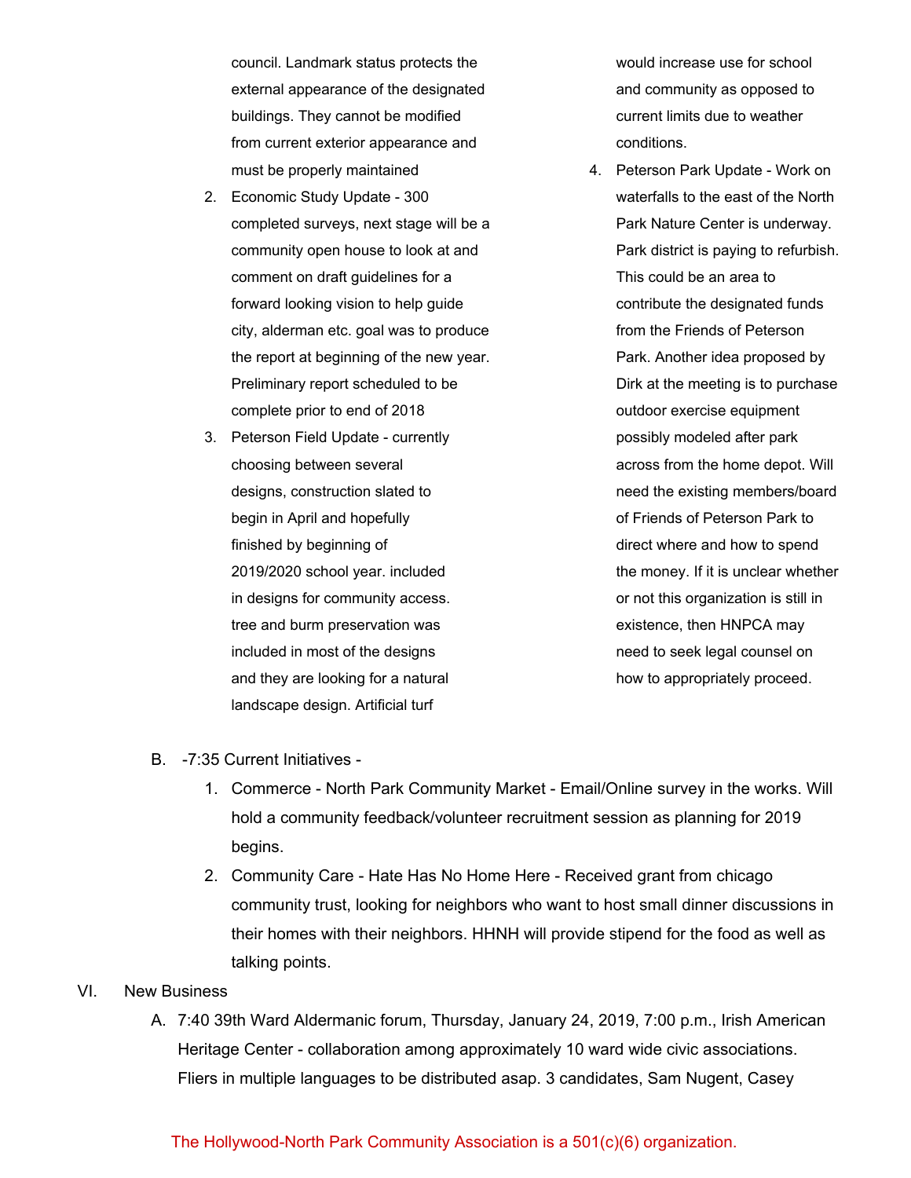council. Landmark status protects the external appearance of the designated buildings. They cannot be modified from current exterior appearance and must be properly maintained

2. Economic Study Update - 300 completed surveys, next stage will be a community open house to look at and comment on draft guidelines for a forward looking vision to help guide city, alderman etc. goal was to produce the report at beginning of the new year. Preliminary report scheduled to be complete prior to end of 2018
3. Peterson Field Update - currently choosing between several designs, construction slated to begin in April and hopefully finished by beginning of 2019/2020 school year. included in designs for community access. tree and burm preservation was included in most of the designs and they are looking for a natural landscape design. Artificial turf would increase use for school and community as opposed to current limits due to weather conditions.
4. Peterson Park Update - Work on waterfalls to the east of the North Park Nature Center is underway. Park district is paying to refurbish. This could be an area to contribute the designated funds from the Friends of Peterson Park. Another idea proposed by Dirk at the meeting is to purchase outdoor exercise equipment possibly modeled after park across from the home depot. Will need the existing members/board of Friends of Peterson Park to direct where and how to spend the money. If it is unclear whether or not this organization is still in existence, then HNPCA may need to seek legal counsel on how to appropriately proceed.

B. -7:35 Current Initiatives -

1. Commerce - North Park Community Market - Email/Online survey in the works. Will hold a community feedback/volunteer recruitment session as planning for 2019 begins.
2. Community Care - Hate Has No Home Here - Received grant from chicago community trust, looking for neighbors who want to host small dinner discussions in their homes with their neighbors. HHNH will provide stipend for the food as well as talking points.

VI. New Business

A. 7:40 39th Ward Aldermanic forum, Thursday, January 24, 2019, 7:00 p.m., Irish American Heritage Center - collaboration among approximately 10 ward wide civic associations. Fliers in multiple languages to be distributed asap. 3 candidates, Sam Nugent, Casey

The Hollywood-North Park Community Association is a 501(c)(6) organization.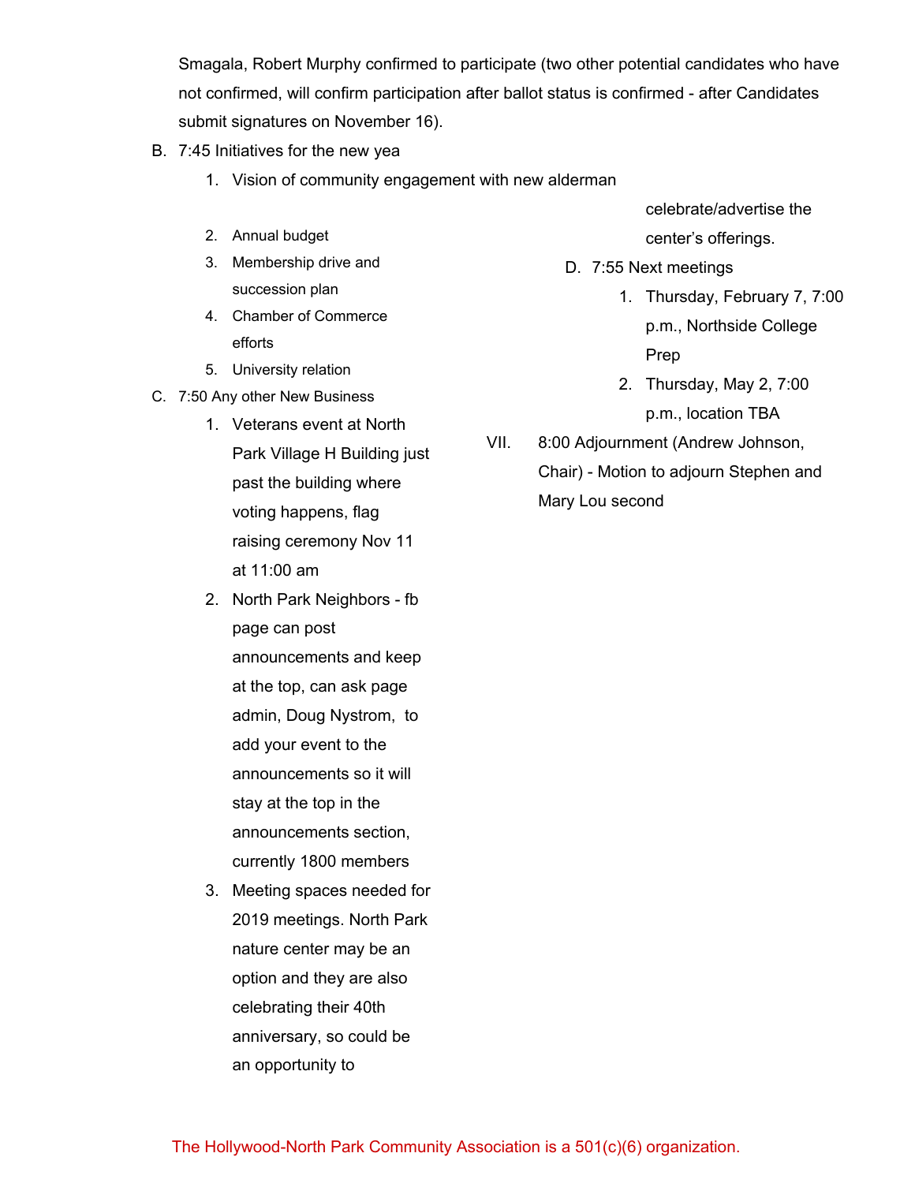Smagala, Robert Murphy confirmed to participate (two other potential candidates who have not confirmed, will confirm participation after ballot status is confirmed - after Candidates submit signatures on November 16).

B. 7:45 Initiatives for the new yea
    1. Vision of community engagement with new alderman
    2. Annual budget
    3. Membership drive and succession plan
    4. Chamber of Commerce efforts
    5. University relation

C. 7:50 Any other New Business
    1. Veterans event at North Park Village H Building just past the building where voting happens, flag raising ceremony Nov 11 at 11:00 am
    2. North Park Neighbors - fb page can post announcements and keep at the top, can ask page admin, Doug Nystrom, to add your event to the announcements so it will stay at the top in the announcements section, currently 1800 members
    3. Meeting spaces needed for 2019 meetings. North Park nature center may be an option and they are also celebrating their 40th anniversary, so could be an opportunity to celebrate/advertise the center's offerings.

D. 7:55 Next meetings
    1. Thursday, February 7, 7:00 p.m., Northside College Prep
    2. Thursday, May 2, 7:00 p.m., location TBA

VII. 8:00 Adjournment (Andrew Johnson, Chair) - Motion to adjourn Stephen and Mary Lou second

The Hollywood-North Park Community Association is a 501(c)(6) organization.